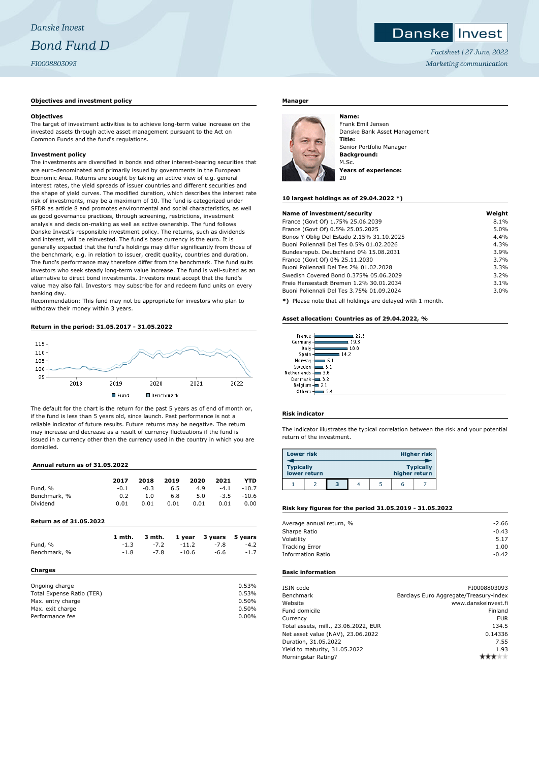*Danske Invest*

# *Bond Fund D*

*FI0008803093*

*Factsheet | 27 June, 2022*

*Marketing communication*

## Objectives and investment policy

### Objectives

The target of investment activities is to achieve long-term value increase on the invested assets through active asset management pursuant to the Act on Common Funds and the fund's regulations.

### Investment policy

The investments are diversified in bonds and other interest-bearing securities that are euro-denominated and primarily issued by governments in the European Economic Area. Returns are sought by taking an active view of e.g. general interest rates, the yield spreads of issuer countries and different securities and the shape of yield curves. The modified duration, which describes the interest rate risk of investments, may be a maximum of 10. The fund is categorized under SFDR as article 8 and promotes environmental and social characteristics, as well as good governance practices, through screening, restrictions, investment analysis and decision-making as well as active ownership. The fund follows Danske Invest's responsible investment policy. The returns, such as dividends and interest, will be reinvested. The fund's base currency is the euro. It is generally expected that the fund's holdings may differ significantly from those of the benchmark, e.g. in relation to issuer, credit quality, countries and duration. The fund's performance may therefore differ from the benchmark. The fund suits investors who seek steady long-term value increase. The fund is well-suited as an alternative to direct bond investments. Investors must accept that the fund's value may also fall. Investors may subscribe for and redeem fund units on every banking day.

Recommendation: This fund may not be appropriate for investors who plan to withdraw their money within 3 years.

## Return in the period: 31.05.2017 - 31.05.2022

Fund / Benchmark

The default for the chart is the return for the past 5 years as of end of month or, if the fund is less than 5 years old, since launch. Past performance is not a reliable indicator of future results. Future returns may be negative. The return may increase and decrease as a result of currency fluctuations if the fund is issued in a currency other than the currency used in the country in which you are domiciled.

## Annual return as of 31.05.2022

| | 2017 | 2018 | 2019 | 2020 | 2021 | YTD |
|---|---|---|---|---|---|---|
| Fund, % | -0.1 | -0.3 | 6.5 | 4.9 | -4.1 | -10.7 |
| Benchmark, % | 0.2 | 1.0 | 6.8 | 5.0 | -3.5 | -10.6 |
| Dividend | 0.01 | 0.01 | 0.01 | 0.01 | 0.01 | 0.00 |

## Return as of 31.05.2022

| | 1 mth. | 3 mth. | 1 year | 3 years | 5 years |
|---|---|---|---|---|---|
| Fund, % | -1.3 | -7.2 | -11.2 | -7.8 | -4.2 |
| Benchmark, % | -1.8 | -7.8 | -10.6 | -6.6 | -1.7 |

## Charges

| | |
|---|---|
| Ongoing charge | 0.53% |
| Total Expense Ratio (TER) | 0.53% |
| Max. entry charge | 0.50% |
| Max. exit charge | 0.50% |
| Performance fee | 0.00% |

## Manager

**Name:**
Frank Emil Jensen
Danske Bank Asset Management
**Title:**
Senior Portfolio Manager
**Background:**
M.Sc.
**Years of experience:**
20

## 10 largest holdings as of 29.04.2022 *)

| Name of investment/security | Weight |
|---|---|
| France (Govt Of) 1.75% 25.06.2039 | 8.1% |
| France (Govt Of) 0.5% 25.05.2025 | 5.0% |
| Bonos Y Oblig Del Estado 2.15% 31.10.2025 | 4.4% |
| Buoni Poliennali Del Tes 0.5% 01.02.2026 | 4.3% |
| Bundesrepub. Deutschland 0% 15.08.2031 | 3.9% |
| France (Govt Of) 0% 25.11.2030 | 3.7% |
| Buoni Poliennali Del Tes 2% 01.02.2028 | 3.3% |
| Swedish Covered Bond 0.375% 05.06.2029 | 3.2% |
| Freie Hansestadt Bremen 1.2% 30.01.2034 | 3.1% |
| Buoni Poliennali Del Tes 3.75% 01.09.2024 | 3.0% |

*) Please note that all holdings are delayed with 1 month.

## Asset allocation: Countries as of 29.04.2022, %

| Country | % |
|---|---|
| France | 22.3 |
| Germany | 19.3 |
| Italy | 18.0 |
| Spain | 14.2 |
| Norway | 6.1 |
| Sweden | 5.1 |
| Netherlands | 3.6 |
| Denmark | 3.2 |
| Belgium | 2.1 |
| Others | 5.4 |

## Risk indicator

The indicator illustrates the typical correlation between the risk and your potential return of the investment.

| Lower risk | | | | | | Higher risk |
|---|---|---|---|---|---|---|
| Typically lower return | | | | | | Typically higher return |
| 1 | 2 | **3** | 4 | 5 | 6 | 7 |

## Risk key figures for the period 31.05.2019 - 31.05.2022

| | |
|---|---|
| Average annual return, % | -2.66 |
| Sharpe Ratio | -0.43 |
| Volatility | 5.17 |
| Tracking Error | 1.00 |
| Information Ratio | -0.42 |

## Basic information

| | |
|---|---|
| ISIN code | FI0008803093 |
| Benchmark | Barclays Euro Aggregate/Treasury-index |
| Website | www.danskeinvest.fi |
| Fund domicile | Finland |
| Currency | EUR |
| Total assets, mill., 23.06.2022, EUR | 134.5 |
| Net asset value (NAV), 23.06.2022 | 0.14336 |
| Duration, 31.05.2022 | 7.55 |
| Yield to maturity, 31.05.2022 | 1.93 |
| Morningstar Rating? | ★★★☆☆ |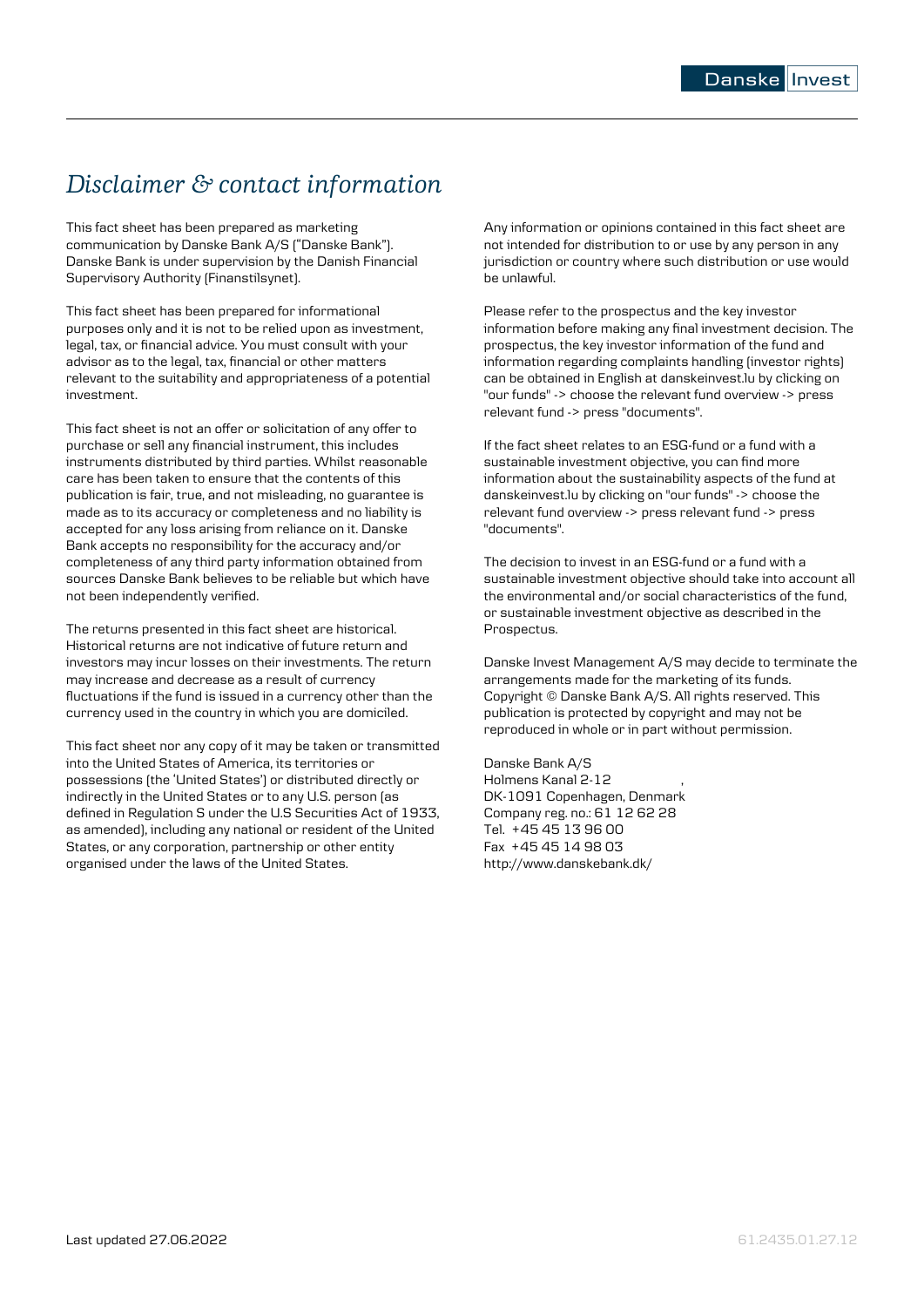# *Disclaimer & contact information*

This fact sheet has been prepared as marketing communication by Danske Bank A/S ("Danske Bank"). Danske Bank is under supervision by the Danish Financial Supervisory Authority (Finanstilsynet).

This fact sheet has been prepared for informational purposes only and it is not to be relied upon as investment, legal, tax, or financial advice. You must consult with your advisor as to the legal, tax, financial or other matters relevant to the suitability and appropriateness of a potential investment.

This fact sheet is not an offer or solicitation of any offer to purchase or sell any financial instrument, this includes instruments distributed by third parties. Whilst reasonable care has been taken to ensure that the contents of this publication is fair, true, and not misleading, no guarantee is made as to its accuracy or completeness and no liability is accepted for any loss arising from reliance on it. Danske Bank accepts no responsibility for the accuracy and/or completeness of any third party information obtained from sources Danske Bank believes to be reliable but which have not been independently verified.

The returns presented in this fact sheet are historical. Historical returns are not indicative of future return and investors may incur losses on their investments. The return may increase and decrease as a result of currency fluctuations if the fund is issued in a currency other than the currency used in the country in which you are domiciled.

This fact sheet nor any copy of it may be taken or transmitted into the United States of America, its territories or possessions (the 'United States') or distributed directly or indirectly in the United States or to any U.S. person (as defined in Regulation S under the U.S Securities Act of 1933, as amended), including any national or resident of the United States, or any corporation, partnership or other entity organised under the laws of the United States.

Any information or opinions contained in this fact sheet are not intended for distribution to or use by any person in any jurisdiction or country where such distribution or use would be unlawful.

Please refer to the prospectus and the key investor information before making any final investment decision. The prospectus, the key investor information of the fund and information regarding complaints handling (investor rights) can be obtained in English at danskeinvest.lu by clicking on "our funds" -> choose the relevant fund overview -> press relevant fund -> press "documents".

If the fact sheet relates to an ESG-fund or a fund with a sustainable investment objective, you can find more information about the sustainability aspects of the fund at danskeinvest.lu by clicking on "our funds" -> choose the relevant fund overview -> press relevant fund -> press "documents".

The decision to invest in an ESG-fund or a fund with a sustainable investment objective should take into account all the environmental and/or social characteristics of the fund, or sustainable investment objective as described in the Prospectus.

Danske Invest Management A/S may decide to terminate the arrangements made for the marketing of its funds. Copyright © Danske Bank A/S. All rights reserved. This publication is protected by copyright and may not be reproduced in whole or in part without permission.

Danske Bank A/S
Holmens Kanal 2-12 ,
DK-1091 Copenhagen, Denmark
Company reg. no.: 61 12 62 28
Tel. +45 45 13 96 00
Fax +45 45 14 98 03
http://www.danskebank.dk/

Last updated 27.06.2022

61.2435.01.27.12